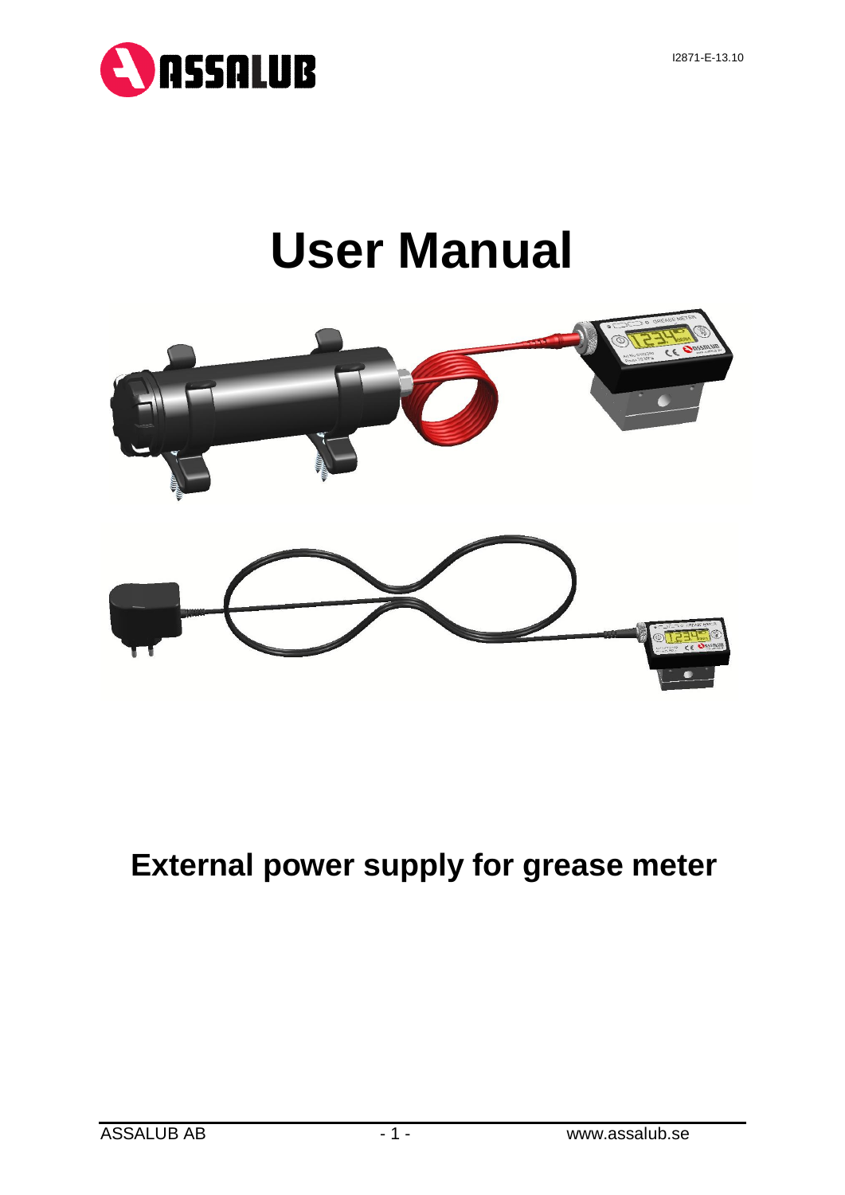# User Manual

## External power supply for grease meter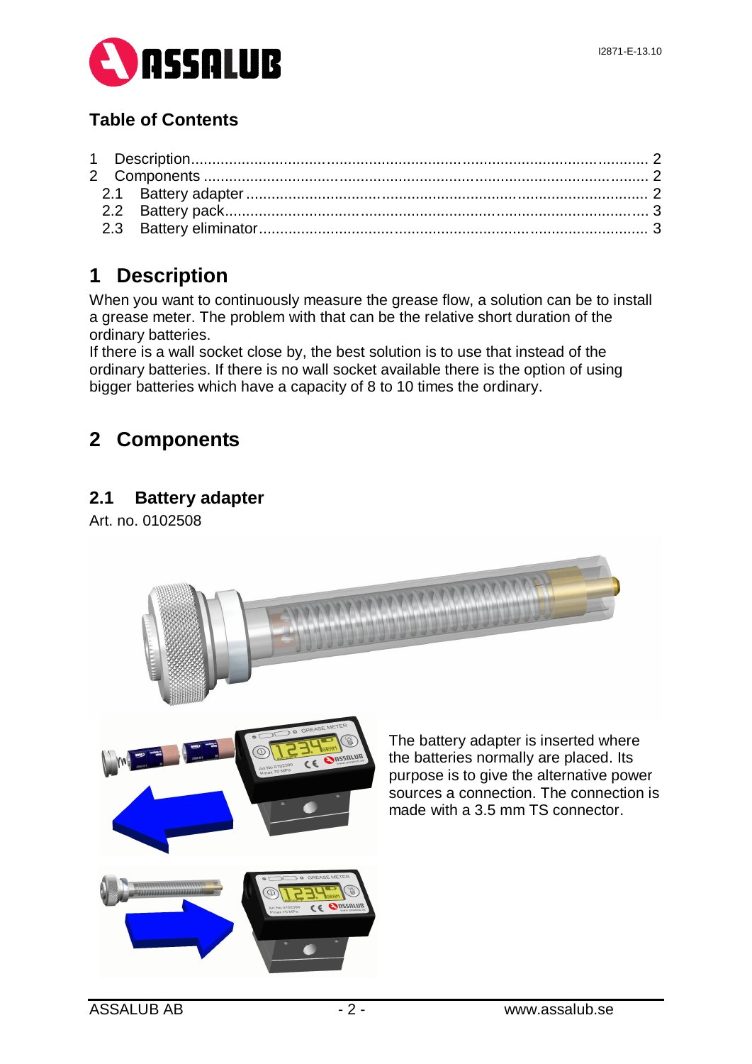## Table of Contents

1 Description ............................................................ 2
2 Components ............................................................ 2
  2.1 Battery adapter ............................................................ 2
  2.2 Battery pack ............................................................ 3
  2.3 Battery eliminator ............................................................ 3

# 1 Description

When you want to continuously measure the grease flow, a solution can be to install a grease meter. The problem with that can be the relative short duration of the ordinary batteries.
If there is a wall socket close by, the best solution is to use that instead of the ordinary batteries. If there is no wall socket available there is the option of using bigger batteries which have a capacity of 8 to 10 times the ordinary.

# 2 Components

## 2.1 Battery adapter

Art. no. 0102508

The battery adapter is inserted where the batteries normally are placed. Its purpose is to give the alternative power sources a connection. The connection is made with a 3.5 mm TS connector.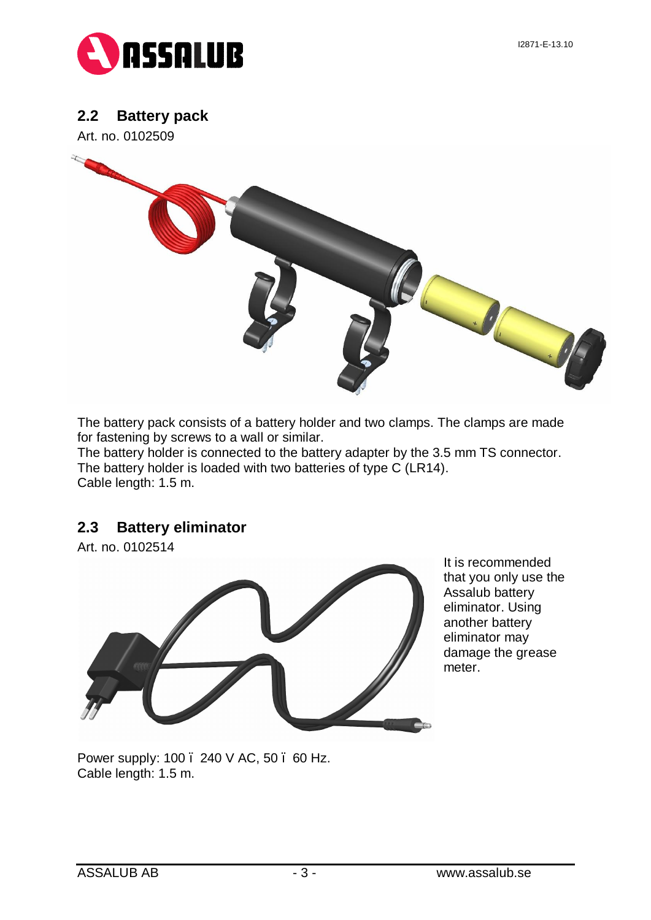## 2.2 Battery pack

Art. no. 0102509

The battery pack consists of a battery holder and two clamps. The clamps are made for fastening by screws to a wall or similar.
The battery holder is connected to the battery adapter by the 3.5 mm TS connector.
The battery holder is loaded with two batteries of type C (LR14).
Cable length: 1.5 m.

## 2.3 Battery eliminator

Art. no. 0102514

It is recommended that you only use the Assalub battery eliminator. Using another battery eliminator may damage the grease meter.

Power supply: 100 – 240 V AC, 50 – 60 Hz.
Cable length: 1.5 m.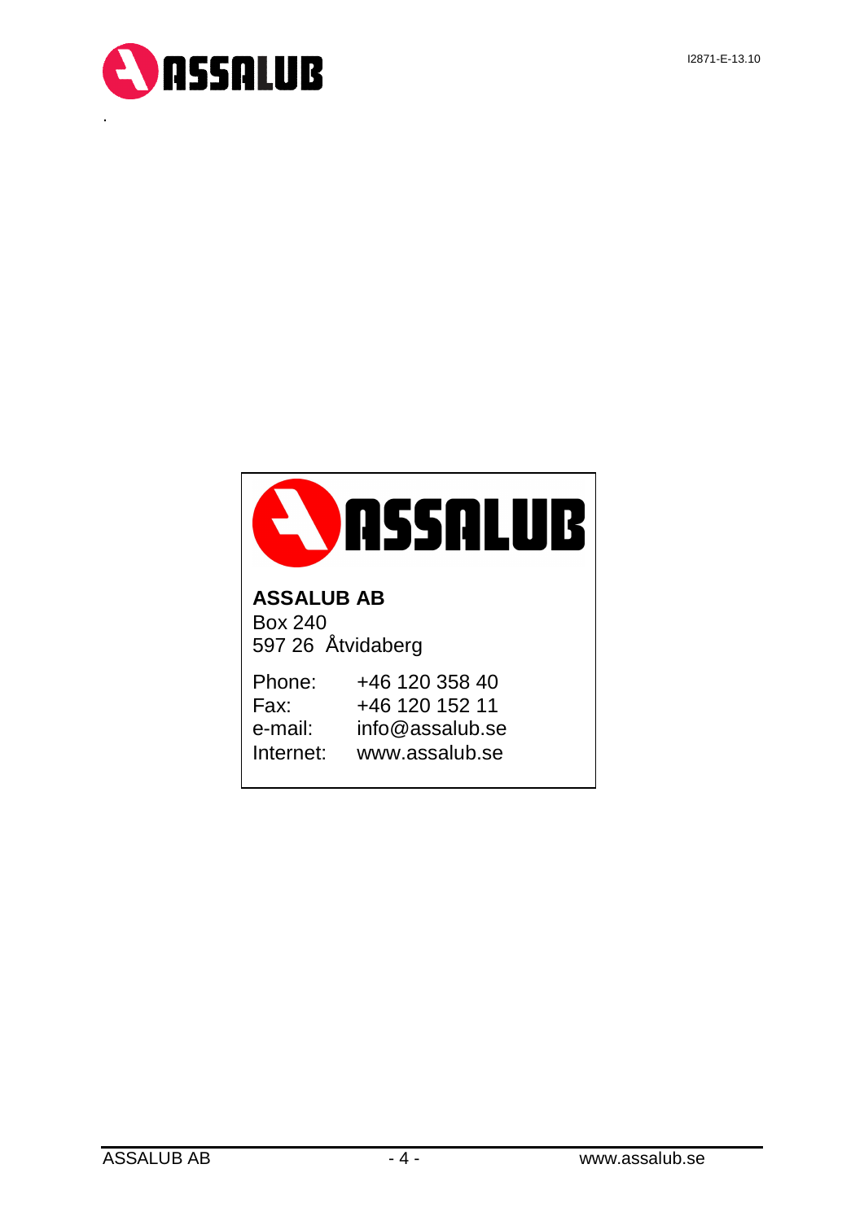**ASSALUB AB**
Box 240
597 26 Åtvidaberg

| | |
|---|---|
| Phone: | +46 120 358 40 |
| Fax: | +46 120 152 11 |
| e-mail: | info@assalub.se |
| Internet: | www.assalub.se |